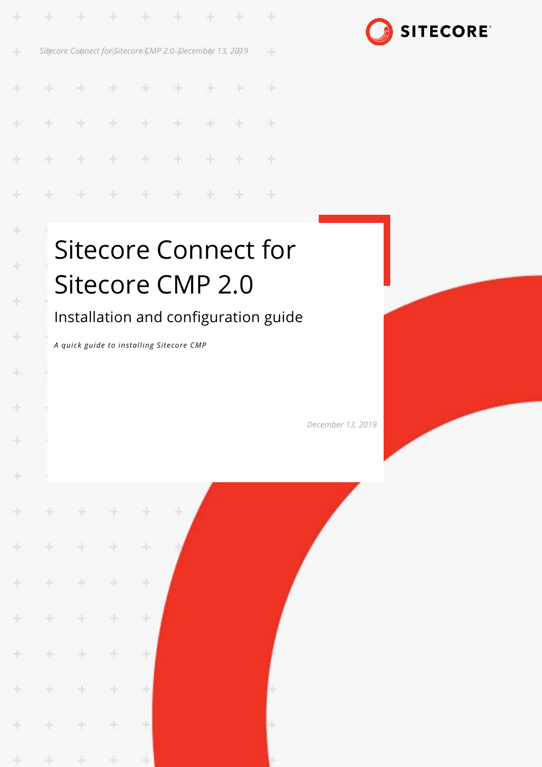# Sitecore Connect for Sitecore CMP 2.0

## Installation and configuration guide

*A quick guide to installing Sitecore CMP*

*December 13, 2019*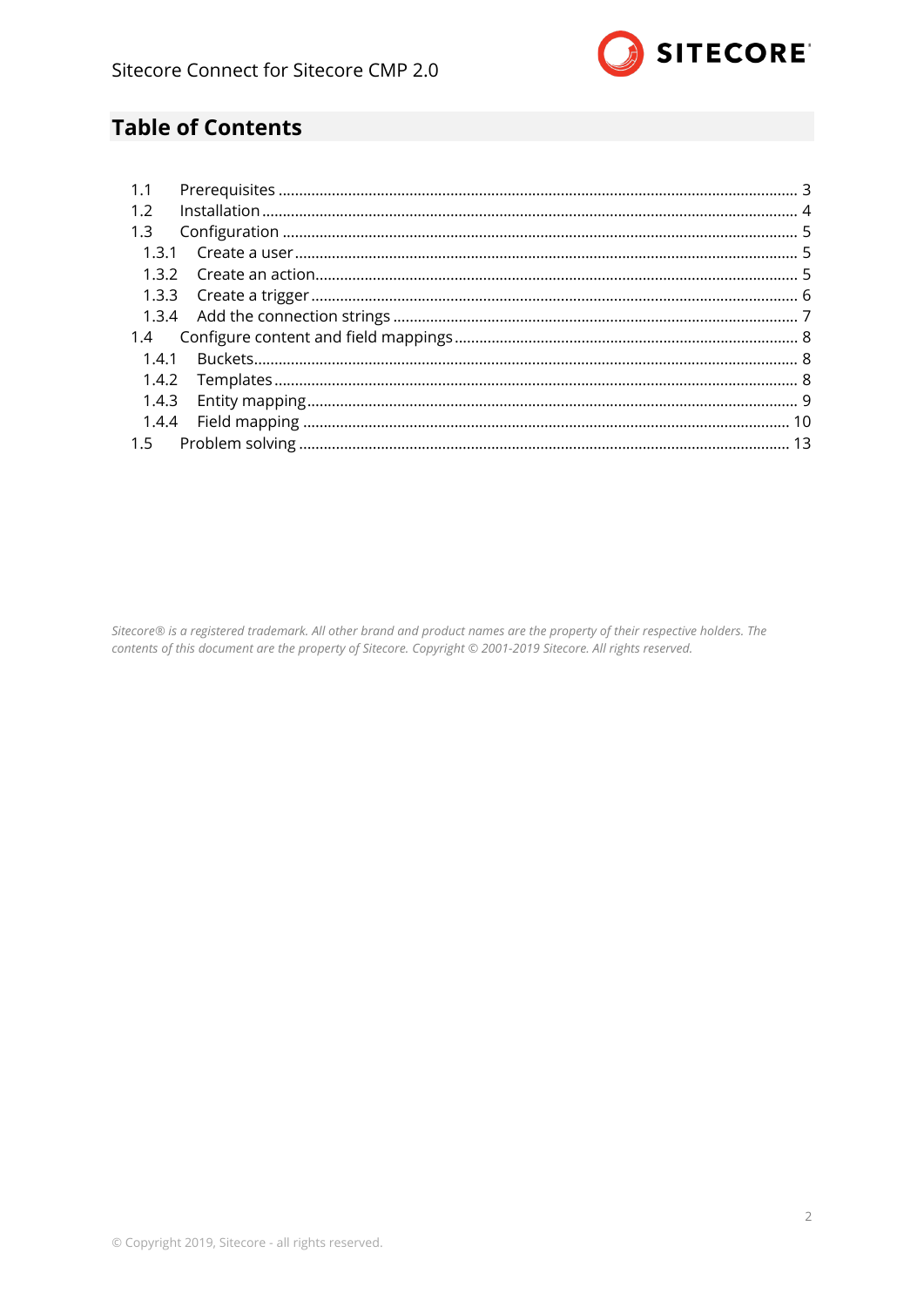# Table of Contents

| | | |
|---|---|---|
| 1.1 | Prerequisites | 3 |
| 1.2 | Installation | 4 |
| 1.3 | Configuration | 5 |
| 1.3.1 | Create a user | 5 |
| 1.3.2 | Create an action | 5 |
| 1.3.3 | Create a trigger | 6 |
| 1.3.4 | Add the connection strings | 7 |
| 1.4 | Configure content and field mappings | 8 |
| 1.4.1 | Buckets | 8 |
| 1.4.2 | Templates | 8 |
| 1.4.3 | Entity mapping | 9 |
| 1.4.4 | Field mapping | 10 |
| 1.5 | Problem solving | 13 |

*Sitecore® is a registered trademark. All other brand and product names are the property of their respective holders. The contents of this document are the property of Sitecore. Copyright © 2001-2019 Sitecore. All rights reserved.*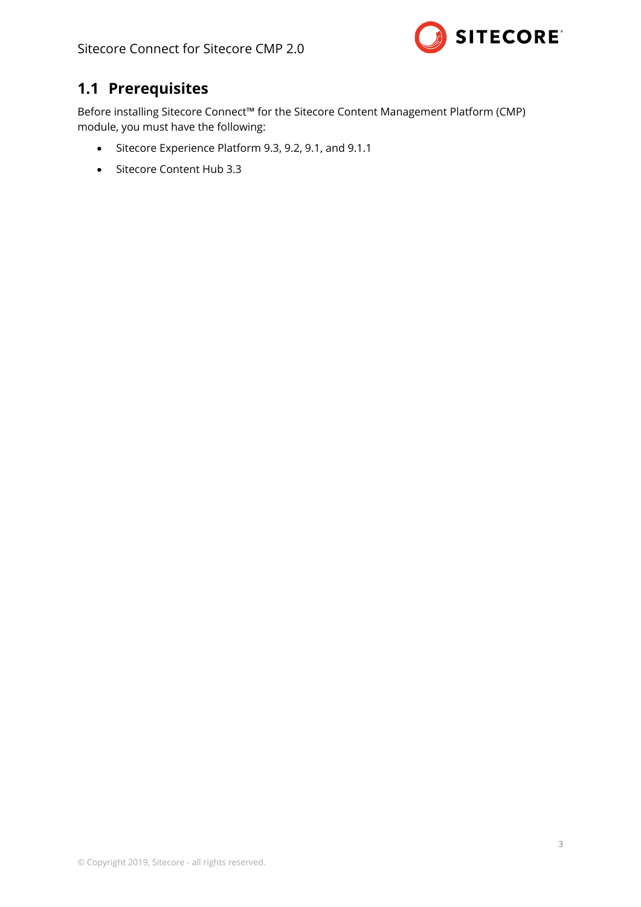## 1.1 Prerequisites

Before installing Sitecore Connect™ for the Sitecore Content Management Platform (CMP) module, you must have the following:

- Sitecore Experience Platform 9.3, 9.2, 9.1, and 9.1.1
- Sitecore Content Hub 3.3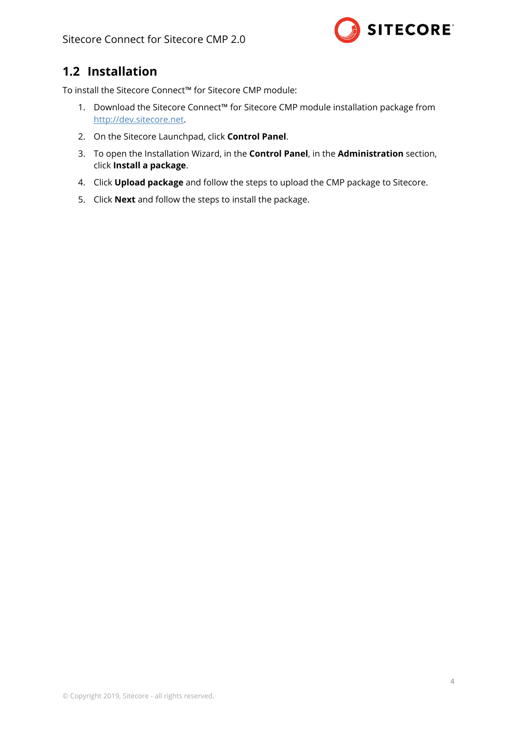## 1.2 Installation

To install the Sitecore Connect™ for Sitecore CMP module:

1. Download the Sitecore Connect™ for Sitecore CMP module installation package from [http://dev.sitecore.net](http://dev.sitecore.net).
2. On the Sitecore Launchpad, click **Control Panel**.
3. To open the Installation Wizard, in the **Control Panel**, in the **Administration** section, click **Install a package**.
4. Click **Upload package** and follow the steps to upload the CMP package to Sitecore.
5. Click **Next** and follow the steps to install the package.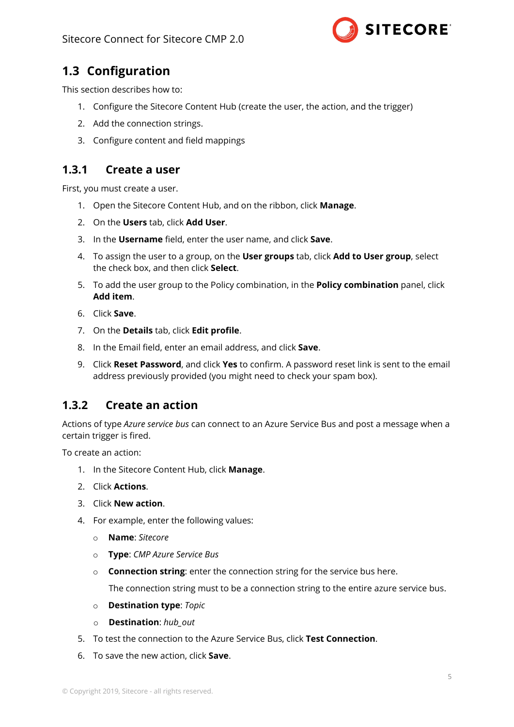## 1.3 Configuration

This section describes how to:

1. Configure the Sitecore Content Hub (create the user, the action, and the trigger)
2. Add the connection strings.
3. Configure content and field mappings

### 1.3.1 Create a user

First, you must create a user.

1. Open the Sitecore Content Hub, and on the ribbon, click **Manage**.
2. On the **Users** tab, click **Add User**.
3. In the **Username** field, enter the user name, and click **Save**.
4. To assign the user to a group, on the **User groups** tab, click **Add to User group**, select the check box, and then click **Select**.
5. To add the user group to the Policy combination, in the **Policy combination** panel, click **Add item**.
6. Click **Save**.
7. On the **Details** tab, click **Edit profile**.
8. In the Email field, enter an email address, and click **Save**.
9. Click **Reset Password**, and click **Yes** to confirm. A password reset link is sent to the email address previously provided (you might need to check your spam box).

### 1.3.2 Create an action

Actions of type *Azure service bus* can connect to an Azure Service Bus and post a message when a certain trigger is fired.

To create an action:

1. In the Sitecore Content Hub, click **Manage**.
2. Click **Actions**.
3. Click **New action**.
4. For example, enter the following values:
   - **Name**: *Sitecore*
   - **Type**: *CMP Azure Service Bus*
   - **Connection string**: enter the connection string for the service bus here.

     The connection string must to be a connection string to the entire azure service bus.
   - **Destination type**: *Topic*
   - **Destination**: *hub_out*
5. To test the connection to the Azure Service Bus, click **Test Connection**.
6. To save the new action, click **Save**.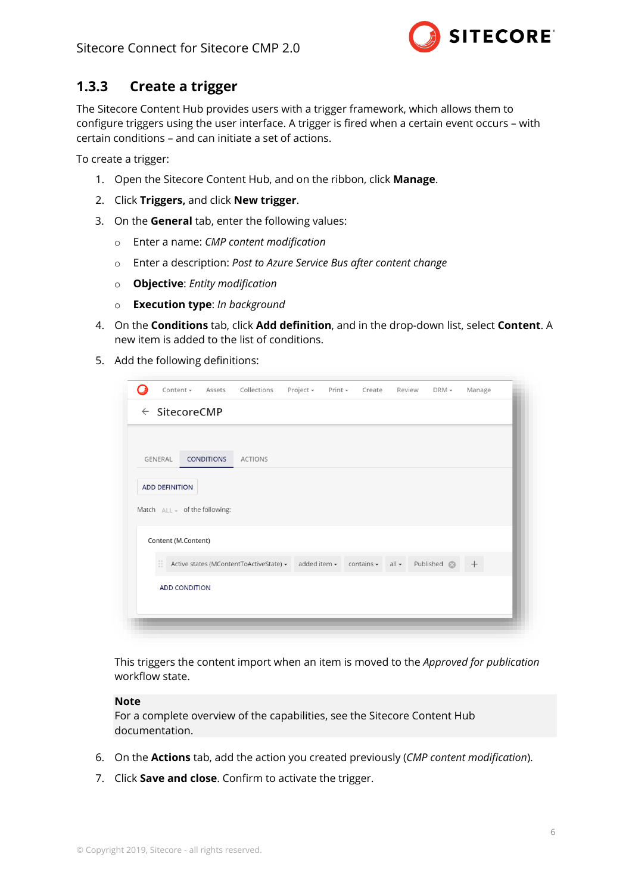### 1.3.3 Create a trigger

The Sitecore Content Hub provides users with a trigger framework, which allows them to configure triggers using the user interface. A trigger is fired when a certain event occurs – with certain conditions – and can initiate a set of actions.

To create a trigger:

1. Open the Sitecore Content Hub, and on the ribbon, click **Manage**.
2. Click **Triggers,** and click **New trigger**.
3. On the **General** tab, enter the following values:
   - Enter a name: *CMP content modification*
   - Enter a description: *Post to Azure Service Bus after content change*
   - **Objective**: *Entity modification*
   - **Execution type**: *In background*
4. On the **Conditions** tab, click **Add definition**, and in the drop-down list, select **Content**. A new item is added to the list of conditions.
5. Add the following definitions:

   This triggers the content import when an item is moved to the *Approved for publication* workflow state.

   **Note**
   For a complete overview of the capabilities, see the Sitecore Content Hub documentation.

6. On the **Actions** tab, add the action you created previously (*CMP content modification*).
7. Click **Save and close**. Confirm to activate the trigger.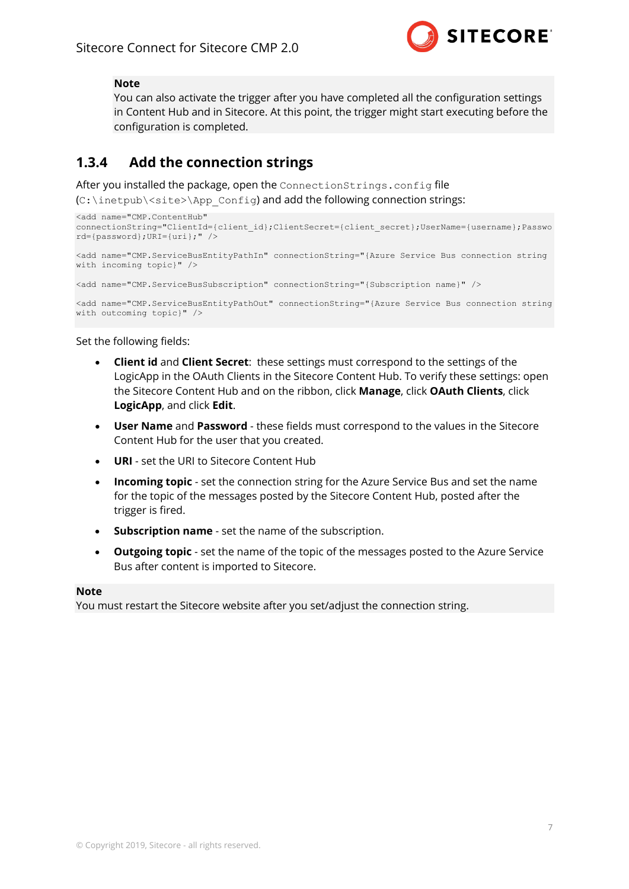> **Note**
> You can also activate the trigger after you have completed all the configuration settings in Content Hub and in Sitecore. At this point, the trigger might start executing before the configuration is completed.

### 1.3.4 Add the connection strings

After you installed the package, open the `ConnectionStrings.config` file (`C:\inetpub\<site>\App_Config`) and add the following connection strings:

```
<add name="CMP.ContentHub"
connectionString="ClientId={client_id};ClientSecret={client_secret};UserName={username};Password={password};URI={uri};" />

<add name="CMP.ServiceBusEntityPathIn" connectionString="{Azure Service Bus connection string with incoming topic}" />

<add name="CMP.ServiceBusSubscription" connectionString="{Subscription name}" />

<add name="CMP.ServiceBusEntityPathOut" connectionString="{Azure Service Bus connection string with outcoming topic}" />
```

Set the following fields:

- **Client id** and **Client Secret**: these settings must correspond to the settings of the LogicApp in the OAuth Clients in the Sitecore Content Hub. To verify these settings: open the Sitecore Content Hub and on the ribbon, click **Manage**, click **OAuth Clients**, click **LogicApp**, and click **Edit**.
- **User Name** and **Password** - these fields must correspond to the values in the Sitecore Content Hub for the user that you created.
- **URI** - set the URI to Sitecore Content Hub
- **Incoming topic** - set the connection string for the Azure Service Bus and set the name for the topic of the messages posted by the Sitecore Content Hub, posted after the trigger is fired.
- **Subscription name** - set the name of the subscription.
- **Outgoing topic** - set the name of the topic of the messages posted to the Azure Service Bus after content is imported to Sitecore.

> **Note**
> You must restart the Sitecore website after you set/adjust the connection string.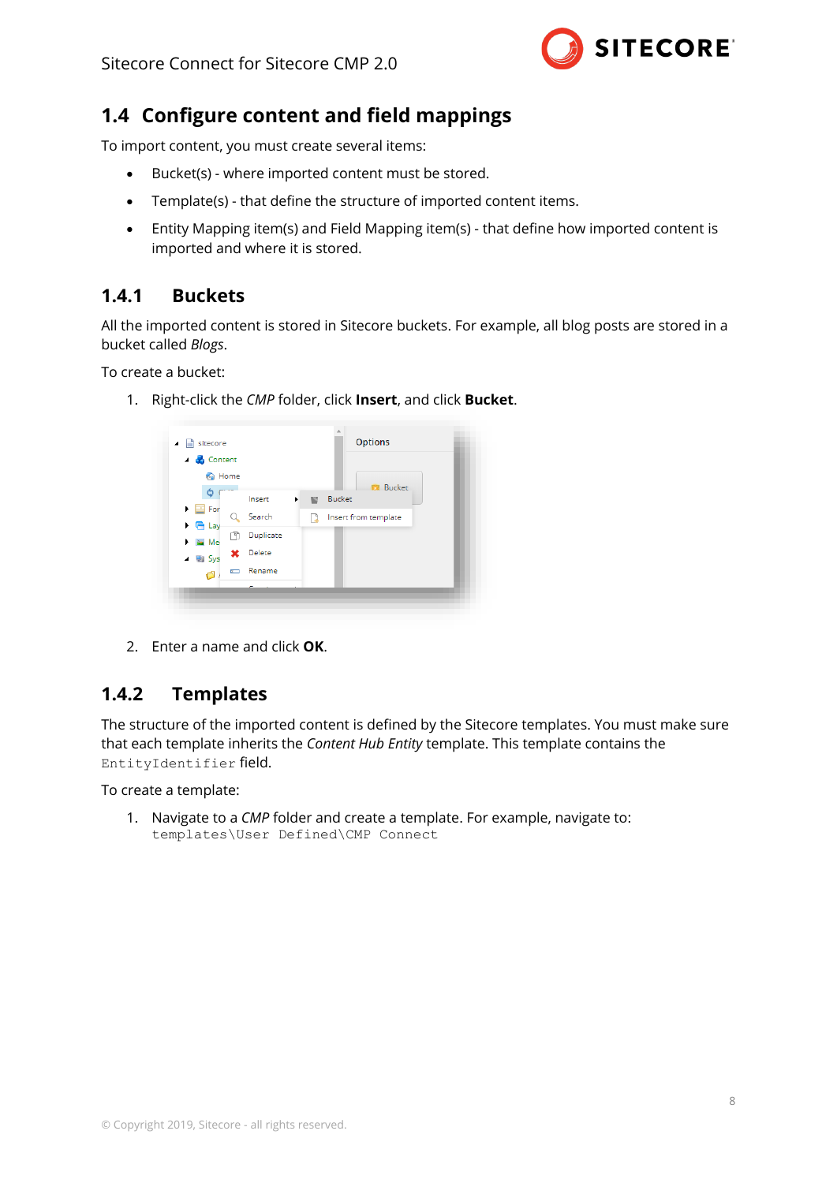## 1.4 Configure content and field mappings

To import content, you must create several items:

- Bucket(s) - where imported content must be stored.
- Template(s) - that define the structure of imported content items.
- Entity Mapping item(s) and Field Mapping item(s) - that define how imported content is imported and where it is stored.

### 1.4.1 Buckets

All the imported content is stored in Sitecore buckets. For example, all blog posts are stored in a bucket called *Blogs*.

To create a bucket:

1. Right-click the *CMP* folder, click **Insert**, and click **Bucket**.

2. Enter a name and click **OK**.

### 1.4.2 Templates

The structure of the imported content is defined by the Sitecore templates. You must make sure that each template inherits the *Content Hub Entity* template. This template contains the `EntityIdentifier` field.

To create a template:

1. Navigate to a *CMP* folder and create a template. For example, navigate to: `templates\User Defined\CMP Connect`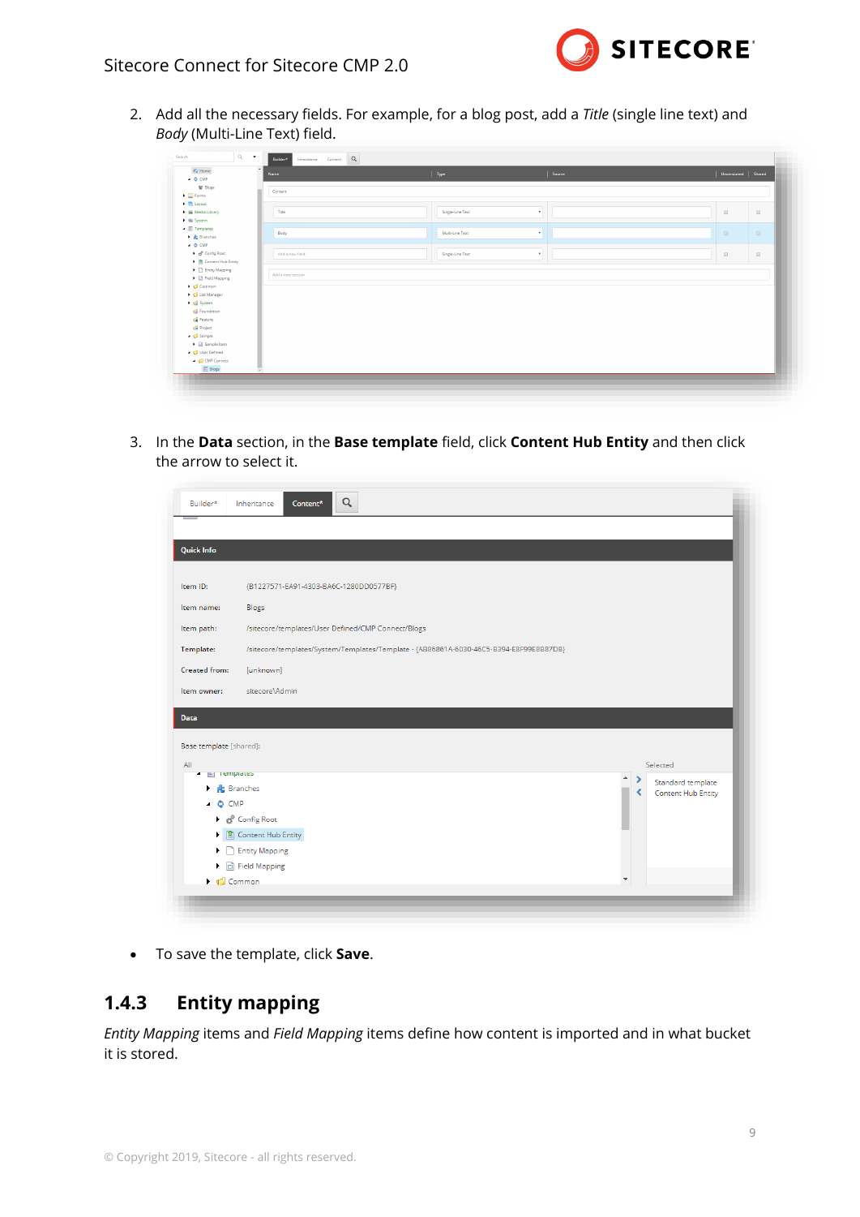2. Add all the necessary fields. For example, for a blog post, add a *Title* (single line text) and *Body* (Multi-Line Text) field.

3. In the **Data** section, in the **Base template** field, click **Content Hub Entity** and then click the arrow to select it.

- To save the template, click **Save**.

## 1.4.3 Entity mapping

*Entity Mapping* items and *Field Mapping* items define how content is imported and in what bucket it is stored.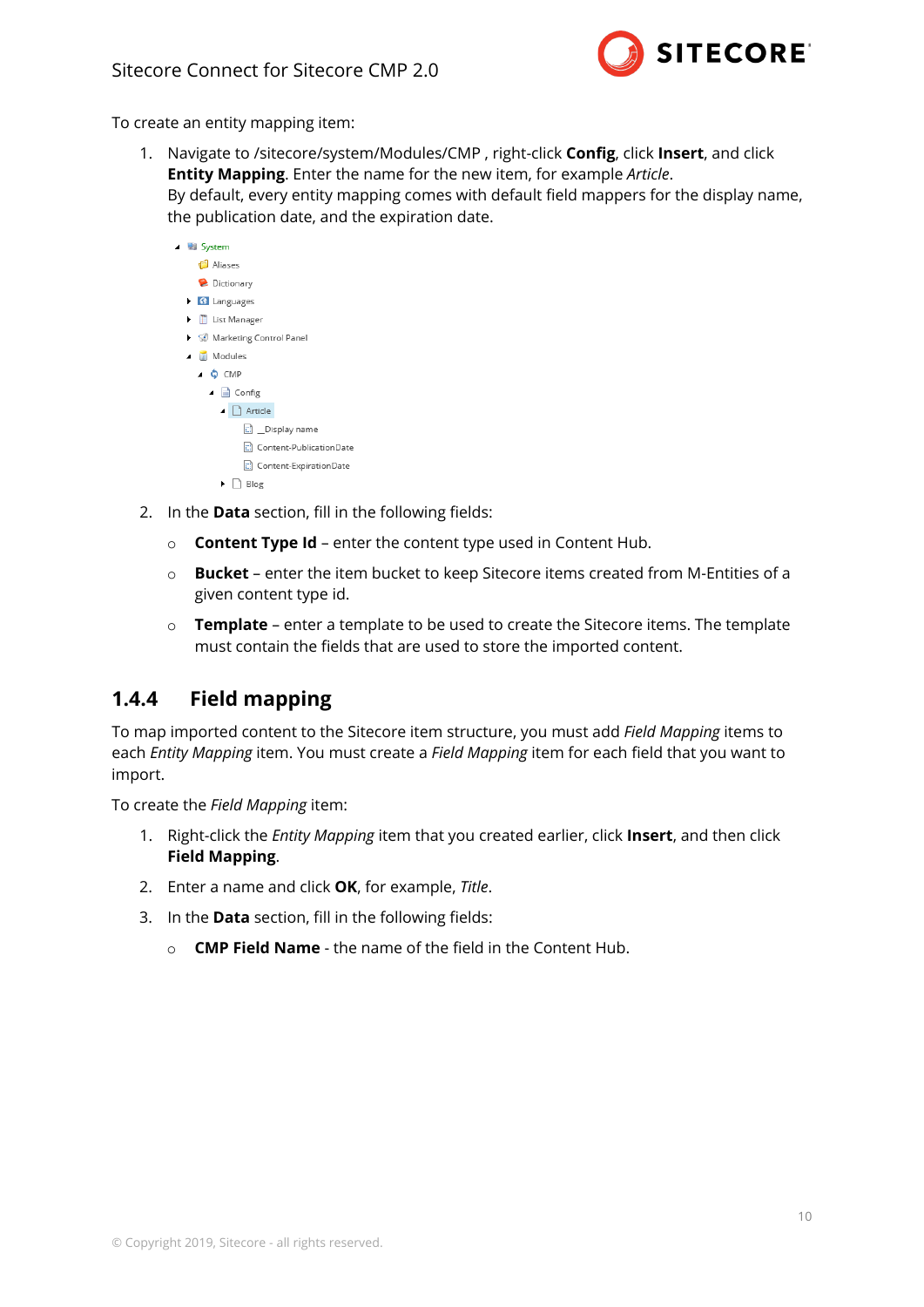To create an entity mapping item:

1. Navigate to /sitecore/system/Modules/CMP , right-click **Config**, click **Insert**, and click **Entity Mapping**. Enter the name for the new item, for example *Article*.
   By default, every entity mapping comes with default field mappers for the display name, the publication date, and the expiration date.

2. In the **Data** section, fill in the following fields:
   - **Content Type Id** – enter the content type used in Content Hub.
   - **Bucket** – enter the item bucket to keep Sitecore items created from M-Entities of a given content type id.
   - **Template** – enter a template to be used to create the Sitecore items. The template must contain the fields that are used to store the imported content.

## 1.4.4 Field mapping

To map imported content to the Sitecore item structure, you must add *Field Mapping* items to each *Entity Mapping* item. You must create a *Field Mapping* item for each field that you want to import.

To create the *Field Mapping* item:

1. Right-click the *Entity Mapping* item that you created earlier, click **Insert**, and then click **Field Mapping**.
2. Enter a name and click **OK**, for example, *Title*.
3. In the **Data** section, fill in the following fields:
   - **CMP Field Name** - the name of the field in the Content Hub.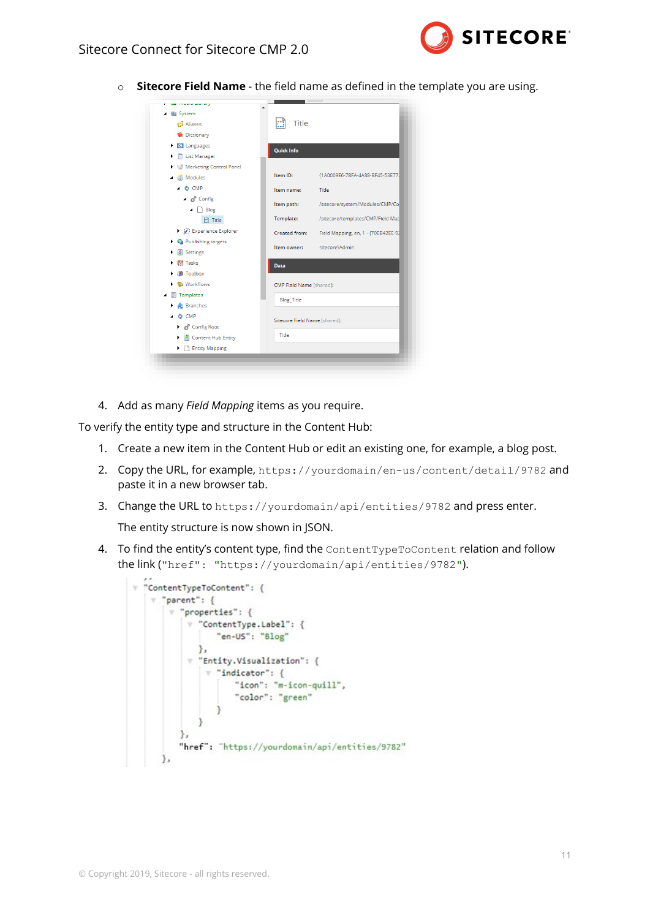- **Sitecore Field Name** - the field name as defined in the template you are using.

4. Add as many *Field Mapping* items as you require.

To verify the entity type and structure in the Content Hub:

1. Create a new item in the Content Hub or edit an existing one, for example, a blog post.
2. Copy the URL, for example, `https://yourdomain/en-us/content/detail/9782` and paste it in a new browser tab.
3. Change the URL to `https://yourdomain/api/entities/9782` and press enter.

   The entity structure is now shown in JSON.
4. To find the entity's content type, find the `ContentTypeToContent` relation and follow the link (`"href": "https://yourdomain/api/entities/9782"`).

```
"ContentTypeToContent": {
  "parent": {
    "properties": {
      "ContentType.Label": {
        "en-US": "Blog"
      },
      "Entity.Visualization": {
        "indicator": {
          "icon": "m-icon-quill",
          "color": "green"
        }
      }
    },
    "href": "https://yourdomain/api/entities/9782"
  },
```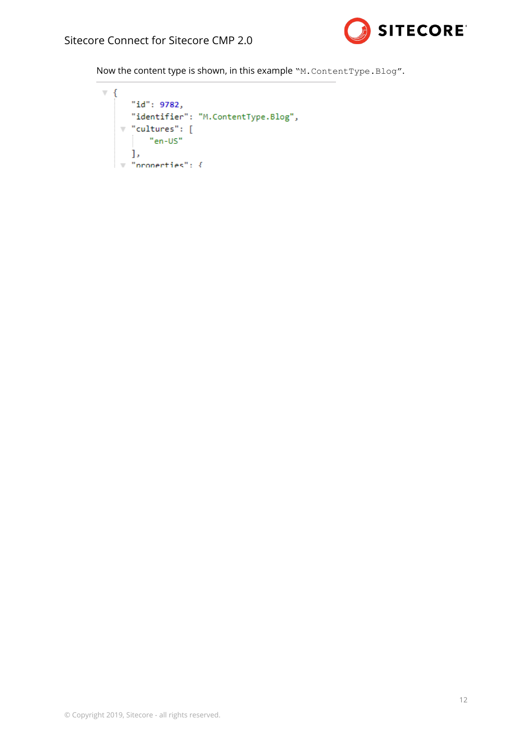Now the content type is shown, in this example "`M.ContentType.Blog`".

```
{
    "id": 9782,
    "identifier": "M.ContentType.Blog",
    "cultures": [
        "en-US"
    ],
    "properties": {
```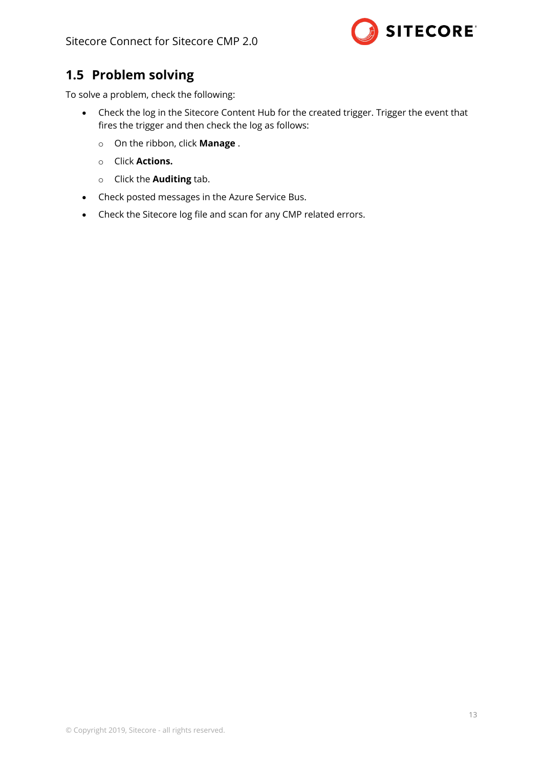## 1.5 Problem solving

To solve a problem, check the following:

- Check the log in the Sitecore Content Hub for the created trigger. Trigger the event that fires the trigger and then check the log as follows:
  - On the ribbon, click **Manage** .
  - Click **Actions.**
  - Click the **Auditing** tab.
- Check posted messages in the Azure Service Bus.
- Check the Sitecore log file and scan for any CMP related errors.